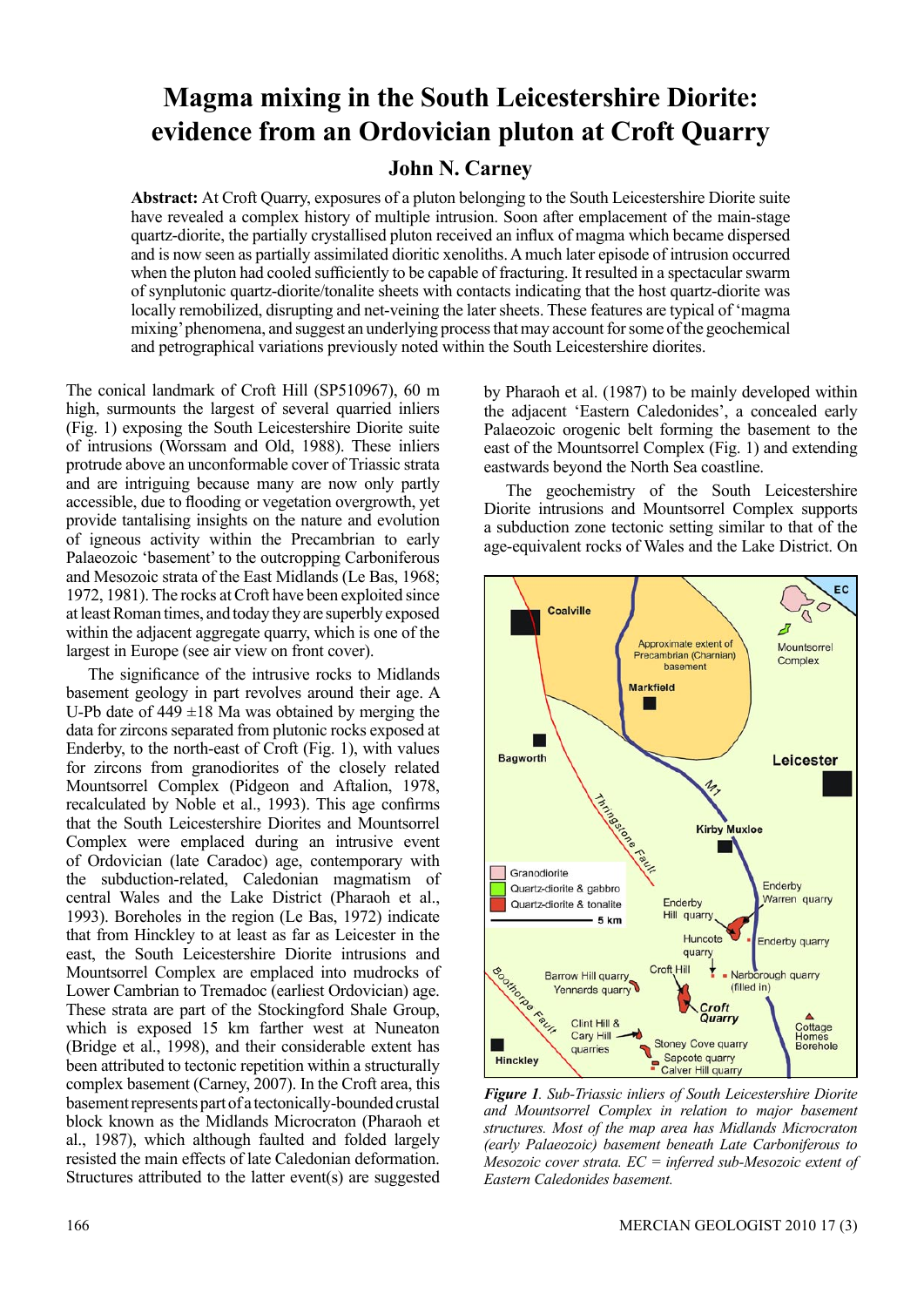# Magma mixing in the South Leicestershire Diorite: evidence from an Ordovician pluton at Croft Quarry

## John N. Carney

**Abstract:** At Croft Quarry, exposures of a pluton belonging to the South Leicestershire Diorite suite have revealed a complex history of multiple intrusion. Soon after emplacement of the main-stage quartz-diorite, the partially crystallised pluton received an influx of magma which became dispersed and is now seen as partially assimilated dioritic xenoliths. A much later episode of intrusion occurred when the pluton had cooled sufficiently to be capable of fracturing. It resulted in a spectacular swarm of synplutonic quartz-diorite/tonalite sheets with contacts indicating that the host quartz-diorite was locally remobilized, disrupting and net-veining the later sheets. These features are typical of 'magma mixing' phenomena, and suggest an underlying process that may account for some of the geochemical and petrographical variations previously noted within the South Leicestershire diorites.

The conical landmark of Croft Hill (SP510967), 60 m high, surmounts the largest of several quarried inliers (Fig. 1) exposing the South Leicestershire Diorite suite of intrusions (Worssam and Old, 1988). These inliers protrude above an unconformable cover of Triassic strata and are intriguing because many are now only partly accessible, due to flooding or vegetation overgrowth, yet provide tantalising insights on the nature and evolution of igneous activity within the Precambrian to early Palaeozoic 'basement' to the outcropping Carboniferous and Mesozoic strata of the East Midlands (Le Bas, 1968; 1972, 1981). The rocks at Croft have been exploited since at least Roman times, and today they are superbly exposed within the adjacent aggregate quarry, which is one of the largest in Europe (see air view on front cover).

The significance of the intrusive rocks to Midlands basement geology in part revolves around their age. A U-Pb date of 449 ±18 Ma was obtained by merging the data for zircons separated from plutonic rocks exposed at Enderby, to the north-east of Croft (Fig. 1), with values for zircons from granodiorites of the closely related Mountsorrel Complex (Pidgeon and Aftalion, 1978, recalculated by Noble et al., 1993). This age confirms that the South Leicestershire Diorites and Mountsorrel Complex were emplaced during an intrusive event of Ordovician (late Caradoc) age, contemporary with the subduction-related, Caledonian magmatism of central Wales and the Lake District (Pharaoh et al., 1993). Boreholes in the region (Le Bas, 1972) indicate that from Hinckley to at least as far as Leicester in the east, the South Leicestershire Diorite intrusions and Mountsorrel Complex are emplaced into mudrocks of Lower Cambrian to Tremadoc (earliest Ordovician) age. These strata are part of the Stockingford Shale Group, which is exposed 15 km farther west at Nuneaton (Bridge et al., 1998), and their considerable extent has been attributed to tectonic repetition within a structurally complex basement (Carney, 2007). In the Croft area, this basement represents part of a tectonically-bounded crustal block known as the Midlands Microcraton (Pharaoh et al., 1987), which although faulted and folded largely resisted the main effects of late Caledonian deformation. Structures attributed to the latter event(s) are suggested by Pharaoh et al. (1987) to be mainly developed within the adjacent 'Eastern Caledonides', a concealed early Palaeozoic orogenic belt forming the basement to the east of the Mountsorrel Complex (Fig. 1) and extending eastwards beyond the North Sea coastline.

The geochemistry of the South Leicestershire Diorite intrusions and Mountsorrel Complex supports a subduction zone tectonic setting similar to that of the age-equivalent rocks of Wales and the Lake District. On

*Figure 1. Sub-Triassic inliers of South Leicestershire Diorite and Mountsorrel Complex in relation to major basement structures. Most of the map area has Midlands Microcraton (early Palaeozoic) basement beneath Late Carboniferous to Mesozoic cover strata. EC = inferred sub-Mesozoic extent of Eastern Caledonides basement.*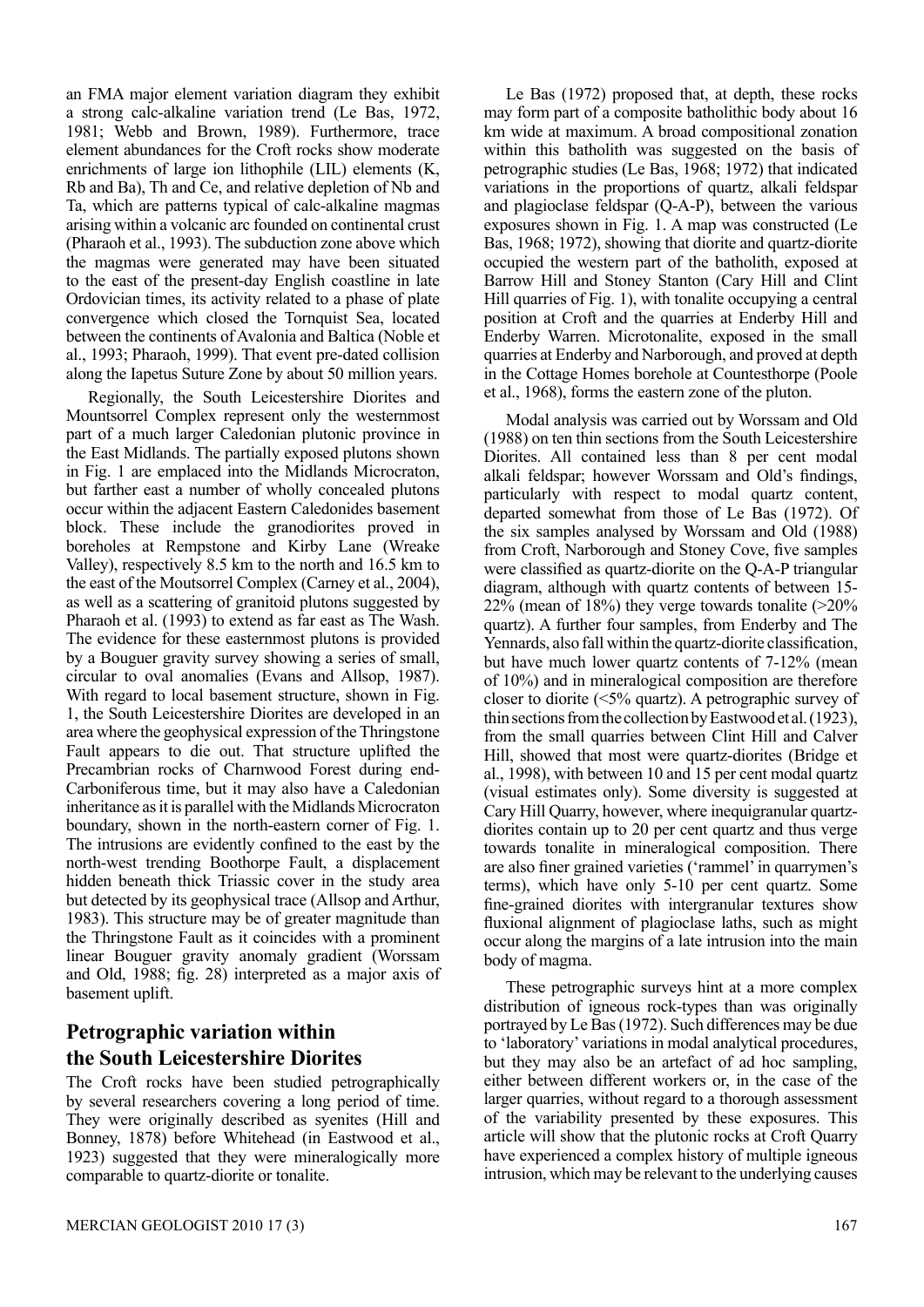an FMA major element variation diagram they exhibit a strong calc-alkaline variation trend (Le Bas, 1972, 1981; Webb and Brown, 1989). Furthermore, trace element abundances for the Croft rocks show moderate enrichments of large ion lithophile (LIL) elements (K, Rb and Ba), Th and Ce, and relative depletion of Nb and Ta, which are patterns typical of calc-alkaline magmas arising within a volcanic arc founded on continental crust (Pharaoh et al., 1993). The subduction zone above which the magmas were generated may have been situated to the east of the present-day English coastline in late Ordovician times, its activity related to a phase of plate convergence which closed the Tornquist Sea, located between the continents of Avalonia and Baltica (Noble et al., 1993; Pharaoh, 1999). That event pre-dated collision along the Iapetus Suture Zone by about 50 million years.

Regionally, the South Leicestershire Diorites and Mountsorrel Complex represent only the westernmost part of a much larger Caledonian plutonic province in the East Midlands. The partially exposed plutons shown in Fig. 1 are emplaced into the Midlands Microcraton, but farther east a number of wholly concealed plutons occur within the adjacent Eastern Caledonides basement block. These include the granodiorites proved in boreholes at Rempstone and Kirby Lane (Wreake Valley), respectively 8.5 km to the north and 16.5 km to the east of the Moutsorrel Complex (Carney et al., 2004), as well as a scattering of granitoid plutons suggested by Pharaoh et al. (1993) to extend as far east as The Wash. The evidence for these easternmost plutons is provided by a Bouguer gravity survey showing a series of small, circular to oval anomalies (Evans and Allsop, 1987). With regard to local basement structure, shown in Fig. 1, the South Leicestershire Diorites are developed in an area where the geophysical expression of the Thringstone Fault appears to die out. That structure uplifted the Precambrian rocks of Charnwood Forest during end-Carboniferous time, but it may also have a Caledonian inheritance as it is parallel with the Midlands Microcraton boundary, shown in the north-eastern corner of Fig. 1. The intrusions are evidently confined to the east by the north-west trending Boothorpe Fault, a displacement hidden beneath thick Triassic cover in the study area but detected by its geophysical trace (Allsop and Arthur, 1983). This structure may be of greater magnitude than the Thringstone Fault as it coincides with a prominent linear Bouguer gravity anomaly gradient (Worssam and Old, 1988; fig. 28) interpreted as a major axis of basement uplift.

## Petrographic variation within the South Leicestershire Diorites

The Croft rocks have been studied petrographically by several researchers covering a long period of time. They were originally described as syenites (Hill and Bonney, 1878) before Whitehead (in Eastwood et al., 1923) suggested that they were mineralogically more comparable to quartz-diorite or tonalite.

Le Bas (1972) proposed that, at depth, these rocks may form part of a composite batholithic body about 16 km wide at maximum. A broad compositional zonation within this batholith was suggested on the basis of petrographic studies (Le Bas, 1968; 1972) that indicated variations in the proportions of quartz, alkali feldspar and plagioclase feldspar (Q-A-P), between the various exposures shown in Fig. 1. A map was constructed (Le Bas, 1968; 1972), showing that diorite and quartz-diorite occupied the western part of the batholith, exposed at Barrow Hill and Stoney Stanton (Cary Hill and Clint Hill quarries of Fig. 1), with tonalite occupying a central position at Croft and the quarries at Enderby Hill and Enderby Warren. Microtonalite, exposed in the small quarries at Enderby and Narborough, and proved at depth in the Cottage Homes borehole at Countesthorpe (Poole et al., 1968), forms the eastern zone of the pluton.

Modal analysis was carried out by Worssam and Old (1988) on ten thin sections from the South Leicestershire Diorites. All contained less than 8 per cent modal alkali feldspar; however Worssam and Old's findings, particularly with respect to modal quartz content, departed somewhat from those of Le Bas (1972). Of the six samples analysed by Worssam and Old (1988) from Croft, Narborough and Stoney Cove, five samples were classified as quartz-diorite on the Q-A-P triangular diagram, although with quartz contents of between 15-22% (mean of 18%) they verge towards tonalite (>20% quartz). A further four samples, from Enderby and The Yennards, also fall within the quartz-diorite classification, but have much lower quartz contents of 7-12% (mean of 10%) and in mineralogical composition are therefore closer to diorite (<5% quartz). A petrographic survey of thin sections from the collection by Eastwood et al. (1923), from the small quarries between Clint Hill and Calver Hill, showed that most were quartz-diorites (Bridge et al., 1998), with between 10 and 15 per cent modal quartz (visual estimates only). Some diversity is suggested at Cary Hill Quarry, however, where inequigranular quartz-diorites contain up to 20 per cent quartz and thus verge towards tonalite in mineralogical composition. There are also finer grained varieties ('rammel' in quarrymen's terms), which have only 5-10 per cent quartz. Some fine-grained diorites with intergranular textures show fluxional alignment of plagioclase laths, such as might occur along the margins of a late intrusion into the main body of magma.

These petrographic surveys hint at a more complex distribution of igneous rock-types than was originally portrayed by Le Bas (1972). Such differences may be due to 'laboratory' variations in modal analytical procedures, but they may also be an artefact of ad hoc sampling, either between different workers or, in the case of the larger quarries, without regard to a thorough assessment of the variability presented by these exposures. This article will show that the plutonic rocks at Croft Quarry have experienced a complex history of multiple igneous intrusion, which may be relevant to the underlying causes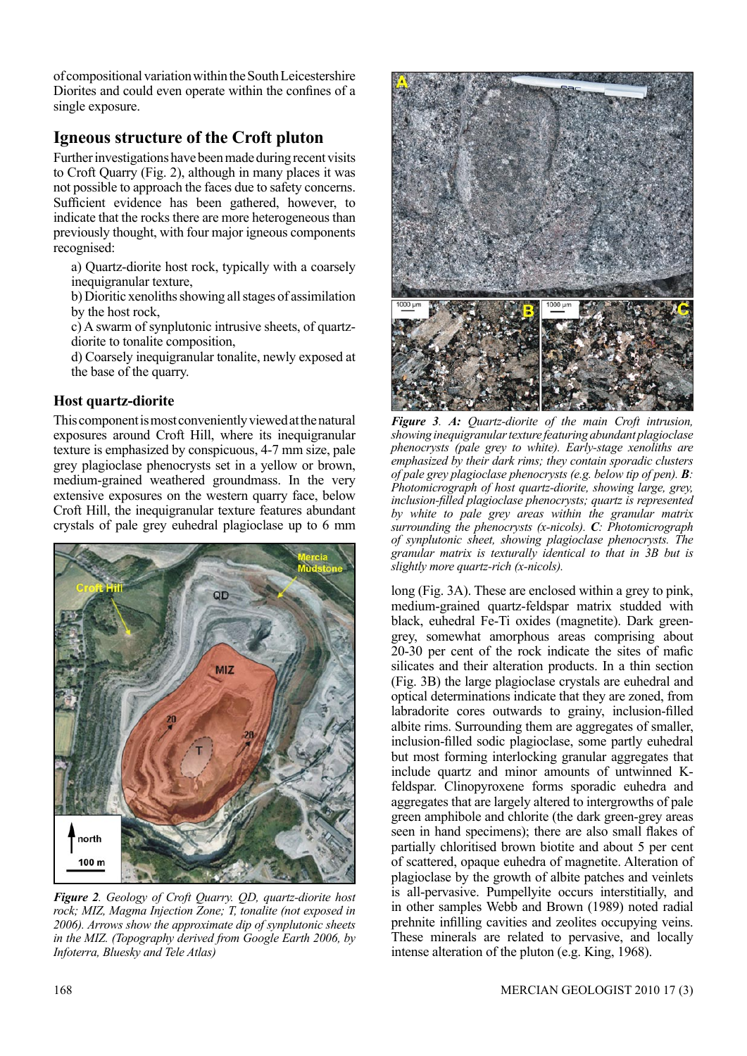of compositional variation within the South Leicestershire Diorites and could even operate within the confines of a single exposure.

## Igneous structure of the Croft pluton

Further investigations have been made during recent visits to Croft Quarry (Fig. 2), although in many places it was not possible to approach the faces due to safety concerns. Sufficient evidence has been gathered, however, to indicate that the rocks there are more heterogeneous than previously thought, with four major igneous components recognised:

a) Quartz-diorite host rock, typically with a coarsely inequigranular texture,

b) Dioritic xenoliths showing all stages of assimilation by the host rock,

c) A swarm of synplutonic intrusive sheets, of quartz-diorite to tonalite composition,

d) Coarsely inequigranular tonalite, newly exposed at the base of the quarry.

### Host quartz-diorite

This component is most conveniently viewed at the natural exposures around Croft Hill, where its inequigranular texture is emphasized by conspicuous, 4-7 mm size, pale grey plagioclase phenocrysts set in a yellow or brown, medium-grained weathered groundmass. In the very extensive exposures on the western quarry face, below Croft Hill, the inequigranular texture features abundant crystals of pale grey euhedral plagioclase up to 6 mm long (Fig. 3A). These are enclosed within a grey to pink, medium-grained quartz-feldspar matrix studded with black, euhedral Fe-Ti oxides (magnetite). Dark green-grey, somewhat amorphous areas comprising about 20-30 per cent of the rock indicate the sites of mafic silicates and their alteration products. In a thin section (Fig. 3B) the large plagioclase crystals are euhedral and optical determinations indicate that they are zoned, from labradorite cores outwards to grainy, inclusion-filled albite rims. Surrounding them are aggregates of smaller, inclusion-filled sodic plagioclase, some partly euhedral but most forming interlocking granular aggregates that include quartz and minor amounts of untwinned K-feldspar. Clinopyroxene forms sporadic euhedra and aggregates that are largely altered to intergrowths of pale green amphibole and chlorite (the dark green-grey areas seen in hand specimens); there are also small flakes of partially chloritised brown biotite and about 5 per cent of scattered, opaque euhedra of magnetite. Alteration of plagioclase by the growth of albite patches and veinlets is all-pervasive. Pumpellyite occurs interstitially, and in other samples Webb and Brown (1989) noted radial prehnite infilling cavities and zeolites occupying veins. These minerals are related to pervasive, and locally intense alteration of the pluton (e.g. King, 1968).

*Figure 2. Geology of Croft Quarry. QD, quartz-diorite host rock; MIZ, Magma Injection Zone; T, tonalite (not exposed in 2006). Arrows show the approximate dip of synplutonic sheets in the MIZ. (Topography derived from Google Earth 2006, by Infoterra, Bluesky and Tele Atlas)*

***Figure 3. A:** Quartz-diorite of the main Croft intrusion, showing inequigranular texture featuring abundant plagioclase phenocrysts (pale grey to white). Early-stage xenoliths are emphasized by their dark rims; they contain sporadic clusters of pale grey plagioclase phenocrysts (e.g. below tip of pen). **B**: Photomicrograph of host quartz-diorite, showing large, grey, inclusion-filled plagioclase phenocrysts; quartz is represented by white to pale grey areas within the granular matrix surrounding the phenocrysts (x-nicols). **C**: Photomicrograph of synplutonic sheet, showing plagioclase phenocrysts. The granular matrix is texturally identical to that in 3B but is slightly more quartz-rich (x-nicols).*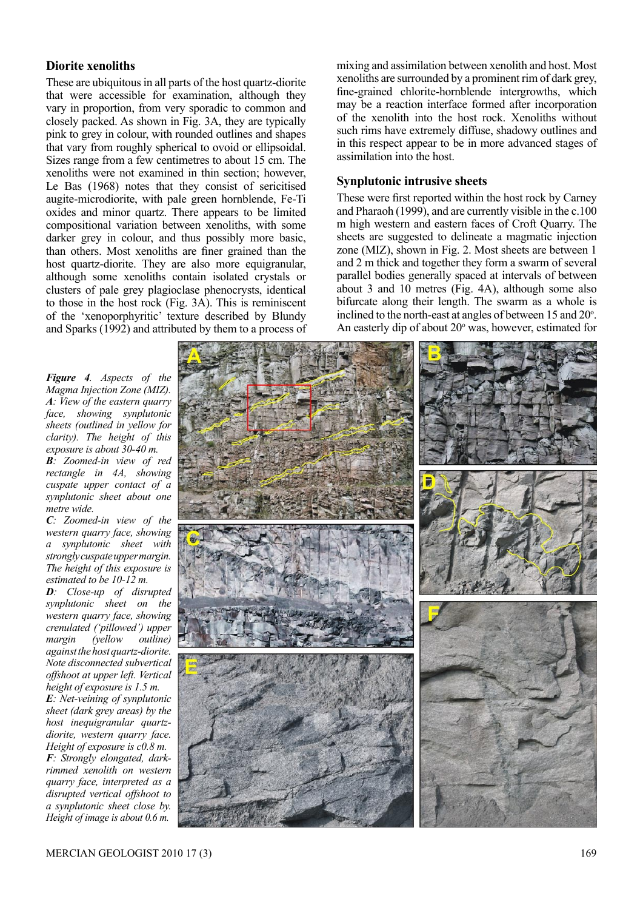## Diorite xenoliths

These are ubiquitous in all parts of the host quartz-diorite that were accessible for examination, although they vary in proportion, from very sporadic to common and closely packed. As shown in Fig. 3A, they are typically pink to grey in colour, with rounded outlines and shapes that vary from roughly spherical to ovoid or ellipsoidal. Sizes range from a few centimetres to about 15 cm. The xenoliths were not examined in thin section; however, Le Bas (1968) notes that they consist of sericitised augite-microdiorite, with pale green hornblende, Fe-Ti oxides and minor quartz. There appears to be limited compositional variation between xenoliths, with some darker grey in colour, and thus possibly more basic, than others. Most xenoliths are finer grained than the host quartz-diorite. They are also more equigranular, although some xenoliths contain isolated crystals or clusters of pale grey plagioclase phenocrysts, identical to those in the host rock (Fig. 3A). This is reminiscent of the 'xenoporphyritic' texture described by Blundy and Sparks (1992) and attributed by them to a process of mixing and assimilation between xenolith and host. Most xenoliths are surrounded by a prominent rim of dark grey, fine-grained chlorite-hornblende intergrowths, which may be a reaction interface formed after incorporation of the xenolith into the host rock. Xenoliths without such rims have extremely diffuse, shadowy outlines and in this respect appear to be in more advanced stages of assimilation into the host.

## Synplutonic intrusive sheets

These were first reported within the host rock by Carney and Pharaoh (1999), and are currently visible in the c.100 m high western and eastern faces of Croft Quarry. The sheets are suggested to delineate a magmatic injection zone (MIZ), shown in Fig. 2. Most sheets are between 1 and 2 m thick and together they form a swarm of several parallel bodies generally spaced at intervals of between about 3 and 10 metres (Fig. 4A), although some also bifurcate along their length. The swarm as a whole is inclined to the north-east at angles of between 15 and 20°. An easterly dip of about 20° was, however, estimated for

*Figure 4. Aspects of the Magma Injection Zone (MIZ). A: View of the eastern quarry face, showing synplutonic sheets (outlined in yellow for clarity). The height of this exposure is about 30-40 m.*
*B: Zoomed-in view of red rectangle in 4A, showing cuspate upper contact of a synplutonic sheet about one metre wide.*
*C: Zoomed-in view of the western quarry face, showing a synplutonic sheet with strongly cuspate upper margin. The height of this exposure is estimated to be 10-12 m.*
*D: Close-up of disrupted synplutonic sheet on the western quarry face, showing crenulated ('pillowed') upper margin (yellow outline) against the host quartz-diorite. Note disconnected subvertical offshoot at upper left. Vertical height of exposure is 1.5 m.*
*E: Net-veining of synplutonic sheet (dark grey areas) by the host inequigranular quartz-diorite, western quarry face. Height of exposure is c0.8 m.*
*F: Strongly elongated, dark-rimmed xenolith on western quarry face, interpreted as a disrupted vertical offshoot to a synplutonic sheet close by. Height of image is about 0.6 m.*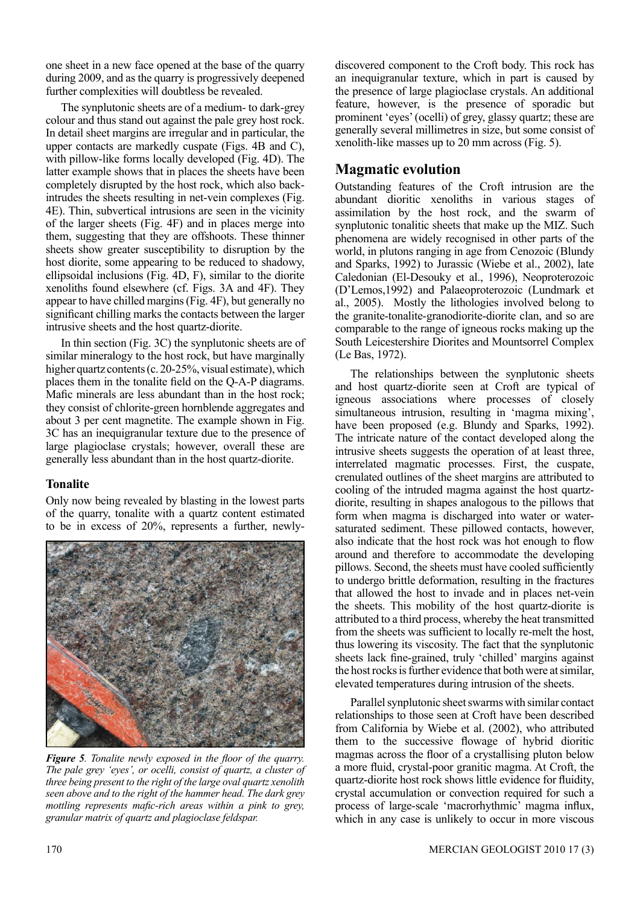one sheet in a new face opened at the base of the quarry during 2009, and as the quarry is progressively deepened further complexities will doubtless be revealed.

The synplutonic sheets are of a medium- to dark-grey colour and thus stand out against the pale grey host rock. In detail sheet margins are irregular and in particular, the upper contacts are markedly cuspate (Figs. 4B and C), with pillow-like forms locally developed (Fig. 4D). The latter example shows that in places the sheets have been completely disrupted by the host rock, which also back-intrudes the sheets resulting in net-vein complexes (Fig. 4E). Thin, subvertical intrusions are seen in the vicinity of the larger sheets (Fig. 4F) and in places merge into them, suggesting that they are offshoots. These thinner sheets show greater susceptibility to disruption by the host diorite, some appearing to be reduced to shadowy, ellipsoidal inclusions (Fig. 4D, F), similar to the diorite xenoliths found elsewhere (cf. Figs. 3A and 4F). They appear to have chilled margins (Fig. 4F), but generally no significant chilling marks the contacts between the larger intrusive sheets and the host quartz-diorite.

In thin section (Fig. 3C) the synplutonic sheets are of similar mineralogy to the host rock, but have marginally higher quartz contents (c. 20-25%, visual estimate), which places them in the tonalite field on the Q-A-P diagrams. Mafic minerals are less abundant than in the host rock; they consist of chlorite-green hornblende aggregates and about 3 per cent magnetite. The example shown in Fig. 3C has an inequigranular texture due to the presence of large plagioclase crystals; however, overall these are generally less abundant than in the host quartz-diorite.

### Tonalite

Only now being revealed by blasting in the lowest parts of the quarry, tonalite with a quartz content estimated to be in excess of 20%, represents a further, newly-discovered component to the Croft body. This rock has an inequigranular texture, which in part is caused by the presence of large plagioclase crystals. An additional feature, however, is the presence of sporadic but prominent 'eyes' (ocelli) of grey, glassy quartz; these are generally several millimetres in size, but some consist of xenolith-like masses up to 20 mm across (Fig. 5).

***Figure 5**. Tonalite newly exposed in the floor of the quarry. The pale grey 'eyes', or ocelli, consist of quartz, a cluster of three being present to the right of the large oval quartz xenolith seen above and to the right of the hammer head. The dark grey mottling represents mafic-rich areas within a pink to grey, granular matrix of quartz and plagioclase feldspar.*

## Magmatic evolution

Outstanding features of the Croft intrusion are the abundant dioritic xenoliths in various stages of assimilation by the host rock, and the swarm of synplutonic tonalitic sheets that make up the MIZ. Such phenomena are widely recognised in other parts of the world, in plutons ranging in age from Cenozoic (Blundy and Sparks, 1992) to Jurassic (Wiebe et al., 2002), late Caledonian (El-Desouky et al., 1996), Neoproterozoic (D'Lemos,1992) and Palaeoproterozoic (Lundmark et al., 2005). Mostly the lithologies involved belong to the granite-tonalite-granodiorite-diorite clan, and so are comparable to the range of igneous rocks making up the South Leicestershire Diorites and Mountsorrel Complex (Le Bas, 1972).

The relationships between the synplutonic sheets and host quartz-diorite seen at Croft are typical of igneous associations where processes of closely simultaneous intrusion, resulting in 'magma mixing', have been proposed (e.g. Blundy and Sparks, 1992). The intricate nature of the contact developed along the intrusive sheets suggests the operation of at least three, interrelated magmatic processes. First, the cuspate, crenulated outlines of the sheet margins are attributed to cooling of the intruded magma against the host quartz-diorite, resulting in shapes analogous to the pillows that form when magma is discharged into water or water-saturated sediment. These pillowed contacts, however, also indicate that the host rock was hot enough to flow around and therefore to accommodate the developing pillows. Second, the sheets must have cooled sufficiently to undergo brittle deformation, resulting in the fractures that allowed the host to invade and in places net-vein the sheets. This mobility of the host quartz-diorite is attributed to a third process, whereby the heat transmitted from the sheets was sufficient to locally re-melt the host, thus lowering its viscosity. The fact that the synplutonic sheets lack fine-grained, truly 'chilled' margins against the host rocks is further evidence that both were at similar, elevated temperatures during intrusion of the sheets.

Parallel synplutonic sheet swarms with similar contact relationships to those seen at Croft have been described from California by Wiebe et al. (2002), who attributed them to the successive flowage of hybrid dioritic magmas across the floor of a crystallising pluton below a more fluid, crystal-poor granitic magma. At Croft, the quartz-diorite host rock shows little evidence for fluidity, crystal accumulation or convection required for such a process of large-scale 'macrorhythmic' magma influx, which in any case is unlikely to occur in more viscous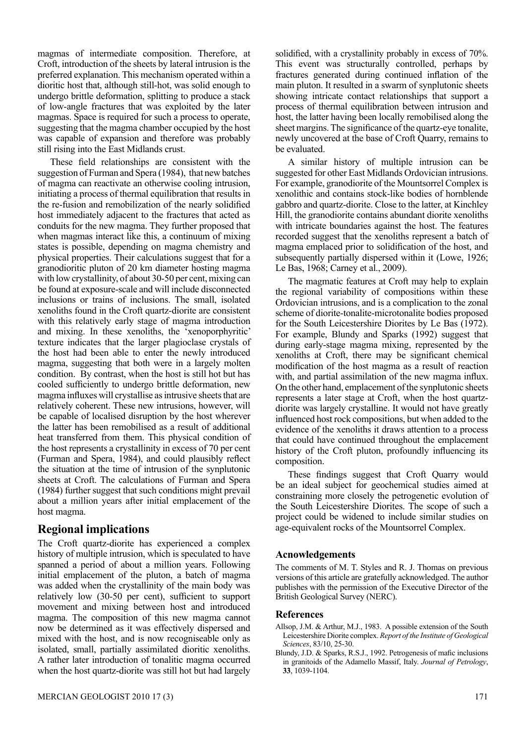magmas of intermediate composition. Therefore, at Croft, introduction of the sheets by lateral intrusion is the preferred explanation. This mechanism operated within a dioritic host that, although still-hot, was solid enough to undergo brittle deformation, splitting to produce a stack of low-angle fractures that was exploited by the later magmas. Space is required for such a process to operate, suggesting that the magma chamber occupied by the host was capable of expansion and therefore was probably still rising into the East Midlands crust.

These field relationships are consistent with the suggestion of Furman and Spera (1984), that new batches of magma can reactivate an otherwise cooling intrusion, initiating a process of thermal equilibration that results in the re-fusion and remobilization of the nearly solidified host immediately adjacent to the fractures that acted as conduits for the new magma. They further proposed that when magmas interact like this, a continuum of mixing states is possible, depending on magma chemistry and physical properties. Their calculations suggest that for a granodioritic pluton of 20 km diameter hosting magma with low crystallinity, of about 30-50 per cent, mixing can be found at exposure-scale and will include disconnected inclusions or trains of inclusions. The small, isolated xenoliths found in the Croft quartz-diorite are consistent with this relatively early stage of magma introduction and mixing. In these xenoliths, the 'xenoporphyritic' texture indicates that the larger plagioclase crystals of the host had been able to enter the newly introduced magma, suggesting that both were in a largely molten condition. By contrast, when the host is still hot but has cooled sufficiently to undergo brittle deformation, new magma influxes will crystallise as intrusive sheets that are relatively coherent. These new intrusions, however, will be capable of localised disruption by the host wherever the latter has been remobilised as a result of additional heat transferred from them. This physical condition of the host represents a crystallinity in excess of 70 per cent (Furman and Spera, 1984), and could plausibly reflect the situation at the time of intrusion of the synplutonic sheets at Croft. The calculations of Furman and Spera (1984) further suggest that such conditions might prevail about a million years after initial emplacement of the host magma.

## Regional implications

The Croft quartz-diorite has experienced a complex history of multiple intrusion, which is speculated to have spanned a period of about a million years. Following initial emplacement of the pluton, a batch of magma was added when the crystallinity of the main body was relatively low (30-50 per cent), sufficient to support movement and mixing between host and introduced magma. The composition of this new magma cannot now be determined as it was effectively dispersed and mixed with the host, and is now recogniseable only as isolated, small, partially assimilated dioritic xenoliths. A rather later introduction of tonalitic magma occurred when the host quartz-diorite was still hot but had largely solidified, with a crystallinity probably in excess of 70%. This event was structurally controlled, perhaps by fractures generated during continued inflation of the main pluton. It resulted in a swarm of synplutonic sheets showing intricate contact relationships that support a process of thermal equilibration between intrusion and host, the latter having been locally remobilised along the sheet margins. The significance of the quartz-eye tonalite, newly uncovered at the base of Croft Quarry, remains to be evaluated.

A similar history of multiple intrusion can be suggested for other East Midlands Ordovician intrusions. For example, granodiorite of the Mountsorrel Complex is xenolithic and contains stock-like bodies of hornblende gabbro and quartz-diorite. Close to the latter, at Kinchley Hill, the granodiorite contains abundant diorite xenoliths with intricate boundaries against the host. The features recorded suggest that the xenoliths represent a batch of magma emplaced prior to solidification of the host, and subsequently partially dispersed within it (Lowe, 1926; Le Bas, 1968; Carney et al., 2009).

The magmatic features at Croft may help to explain the regional variability of compositions within these Ordovician intrusions, and is a complication to the zonal scheme of diorite-tonalite-microtonalite bodies proposed for the South Leicestershire Diorites by Le Bas (1972). For example, Blundy and Sparks (1992) suggest that during early-stage magma mixing, represented by the xenoliths at Croft, there may be significant chemical modification of the host magma as a result of reaction with, and partial assimilation of the new magma influx. On the other hand, emplacement of the synplutonic sheets represents a later stage at Croft, when the host quartz-diorite was largely crystalline. It would not have greatly influenced host rock compositions, but when added to the evidence of the xenoliths it draws attention to a process that could have continued throughout the emplacement history of the Croft pluton, profoundly influencing its composition.

These findings suggest that Croft Quarry would be an ideal subject for geochemical studies aimed at constraining more closely the petrogenetic evolution of the South Leicestershire Diorites. The scope of such a project could be widened to include similar studies on age-equivalent rocks of the Mountsorrel Complex.

### Acnowledgements

The comments of M. T. Styles and R. J. Thomas on previous versions of this article are gratefully acknowledged. The author publishes with the permission of the Executive Director of the British Geological Survey (NERC).

### References

Allsop, J.M. & Arthur, M.J., 1983. A possible extension of the South Leicestershire Diorite complex. *Report of the Institute of Geological Sciences*, 83/10, 25-30.

Blundy, J.D. & Sparks, R.S.J., 1992. Petrogenesis of mafic inclusions in granitoids of the Adamello Massif, Italy. *Journal of Petrology*, **33**, 1039-1104.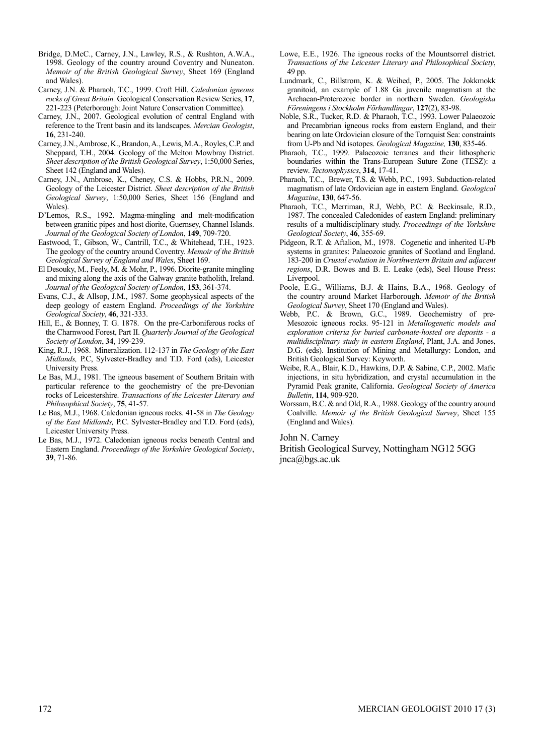Bridge, D.McC., Carney, J.N., Lawley, R.S., & Rushton, A.W.A., 1998. Geology of the country around Coventry and Nuneaton. *Memoir of the British Geological Survey*, Sheet 169 (England and Wales).

Carney, J.N. & Pharaoh, T.C., 1999. Croft Hill. *Caledonian igneous rocks of Great Britain.* Geological Conservation Review Series, **17**, 221-223 (Peterborough: Joint Nature Conservation Committee).

Carney, J.N., 2007. Geological evolution of central England with reference to the Trent basin and its landscapes. *Mercian Geologist*, **16**, 231-240.

Carney, J.N., Ambrose, K., Brandon, A., Lewis, M.A., Royles, C.P. and Sheppard, T.H., 2004. Geology of the Melton Mowbray District. *Sheet description of the British Geological Survey*, 1:50,000 Series, Sheet 142 (England and Wales).

Carney, J.N., Ambrose, K., Cheney, C.S. & Hobbs, P.R.N., 2009. Geology of the Leicester District. *Sheet description of the British Geological Survey*, 1:50,000 Series, Sheet 156 (England and Wales).

D'Lemos, R.S., 1992. Magma-mingling and melt-modification between granitic pipes and host diorite, Guernsey, Channel Islands. *Journal of the Geological Society of London*, **149**, 709-720.

Eastwood, T., Gibson, W., Cantrill, T.C., & Whitehead, T.H., 1923. The geology of the country around Coventry. *Memoir of the British Geological Survey of England and Wales*, Sheet 169.

El Desouky, M., Feely, M. & Mohr, P., 1996. Diorite-granite mingling and mixing along the axis of the Galway granite batholith, Ireland. *Journal of the Geological Society of London*, **153**, 361-374.

Evans, C.J., & Allsop, J.M., 1987. Some geophysical aspects of the deep geology of eastern England. *Proceedings of the Yorkshire Geological Society*, **46**, 321-333.

Hill, E., & Bonney, T. G. 1878. On the pre-Carboniferous rocks of the Charnwood Forest, Part II. *Quarterly Journal of the Geological Society of London*, **34**, 199-239.

King, R.J., 1968. Mineralization. 112-137 in *The Geology of the East Midlands,* P.C, Sylvester-Bradley and T.D. Ford (eds), Leicester University Press.

Le Bas, M.J., 1981. The igneous basement of Southern Britain with particular reference to the geochemistry of the pre-Devonian rocks of Leicestershire. *Transactions of the Leicester Literary and Philosophical Society*, **75**, 41-57.

Le Bas, M.J., 1968. Caledonian igneous rocks. 41-58 in *The Geology of the East Midlands,* P.C. Sylvester-Bradley and T.D. Ford (eds), Leicester University Press.

Le Bas, M.J., 1972. Caledonian igneous rocks beneath Central and Eastern England. *Proceedings of the Yorkshire Geological Society*, **39**, 71-86.

Lowe, E.E., 1926. The igneous rocks of the Mountsorrel district. *Transactions of the Leicester Literary and Philosophical Society*, 49 pp.

Lundmark, C., Billstrom, K. & Weihed, P., 2005. The Jokkmokk granitoid, an example of 1.88 Ga juvenile magmatism at the Archaean-Proterozoic border in northern Sweden. *Geologiska Föreningens i Stockholm Förhandlingar*, **127**(2), 83-98.

Noble, S.R., Tucker, R.D. & Pharaoh, T.C., 1993. Lower Palaeozoic and Precambrian igneous rocks from eastern England, and their bearing on late Ordovician closure of the Tornquist Sea: constraints from U-Pb and Nd isotopes. *Geological Magazine,* **130**, 835-46.

Pharaoh, T.C., 1999. Palaeozoic terranes and their lithospheric boundaries within the Trans-European Suture Zone (TESZ): a review. *Tectonophysics*, **314**, 17-41.

Pharaoh, T.C., Brewer, T.S. & Webb, P.C., 1993. Subduction-related magmatism of late Ordovician age in eastern England. *Geological Magazine*, **130**, 647-56.

Pharaoh, T.C., Merriman, R.J, Webb, P.C. & Beckinsale, R.D., 1987. The concealed Caledonides of eastern England: preliminary results of a multidisciplinary study. *Proceedings of the Yorkshire Geological Society*, **46**, 355-69.

Pidgeon, R.T. & Aftalion, M., 1978. Cogenetic and inherited U-Pb systems in granites: Palaeozoic granites of Scotland and England. 183-200 in *Crustal evolution in Northwestern Britain and adjacent regions*, D.R. Bowes and B. E. Leake (eds), Seel House Press: Liverpool.

Poole, E.G., Williams, B.J. & Hains, B.A., 1968. Geology of the country around Market Harborough. *Memoir of the British Geological Survey*, Sheet 170 (England and Wales).

Webb, P.C. & Brown, G.C., 1989. Geochemistry of pre-Mesozoic igneous rocks. 95-121 in *Metallogenetic models and exploration criteria for buried carbonate-hosted ore deposits - a multidisciplinary study in eastern England*, Plant, J.A. and Jones, D.G. (eds). Institution of Mining and Metallurgy: London, and British Geological Survey: Keyworth.

Weibe, R.A., Blair, K.D., Hawkins, D.P. & Sabine, C.P., 2002. Mafic injections, in situ hybridization, and crystal accumulation in the Pyramid Peak granite, California. *Geological Society of America Bulletin*, **114**, 909-920.

Worssam, B.C. & and Old, R.A., 1988. Geology of the country around Coalville. *Memoir of the British Geological Survey*, Sheet 155 (England and Wales).

John N. Carney
British Geological Survey, Nottingham NG12 5GG
jnca@bgs.ac.uk